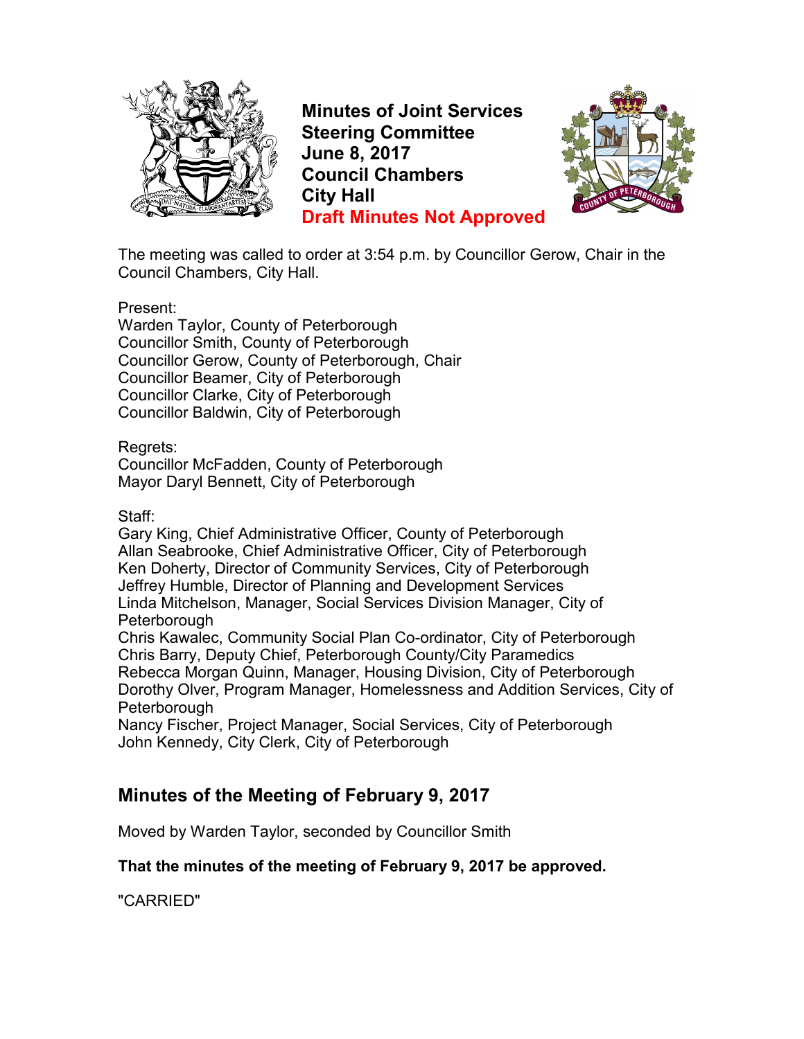# Minutes of Joint Services Steering Committee
# June 8, 2017
# Council Chambers
# City Hall
# Draft Minutes Not Approved

The meeting was called to order at 3:54 p.m. by Councillor Gerow, Chair in the Council Chambers, City Hall.

Present:
Warden Taylor, County of Peterborough
Councillor Smith, County of Peterborough
Councillor Gerow, County of Peterborough, Chair
Councillor Beamer, City of Peterborough
Councillor Clarke, City of Peterborough
Councillor Baldwin, City of Peterborough

Regrets:
Councillor McFadden, County of Peterborough
Mayor Daryl Bennett, City of Peterborough

Staff:
Gary King, Chief Administrative Officer, County of Peterborough
Allan Seabrooke, Chief Administrative Officer, City of Peterborough
Ken Doherty, Director of Community Services, City of Peterborough
Jeffrey Humble, Director of Planning and Development Services
Linda Mitchelson, Manager, Social Services Division Manager, City of Peterborough
Chris Kawalec, Community Social Plan Co-ordinator, City of Peterborough
Chris Barry, Deputy Chief, Peterborough County/City Paramedics
Rebecca Morgan Quinn, Manager, Housing Division, City of Peterborough
Dorothy Olver, Program Manager, Homelessness and Addition Services, City of Peterborough
Nancy Fischer, Project Manager, Social Services, City of Peterborough
John Kennedy, City Clerk, City of Peterborough

## Minutes of the Meeting of February 9, 2017

Moved by Warden Taylor, seconded by Councillor Smith

**That the minutes of the meeting of February 9, 2017 be approved.**

"CARRIED"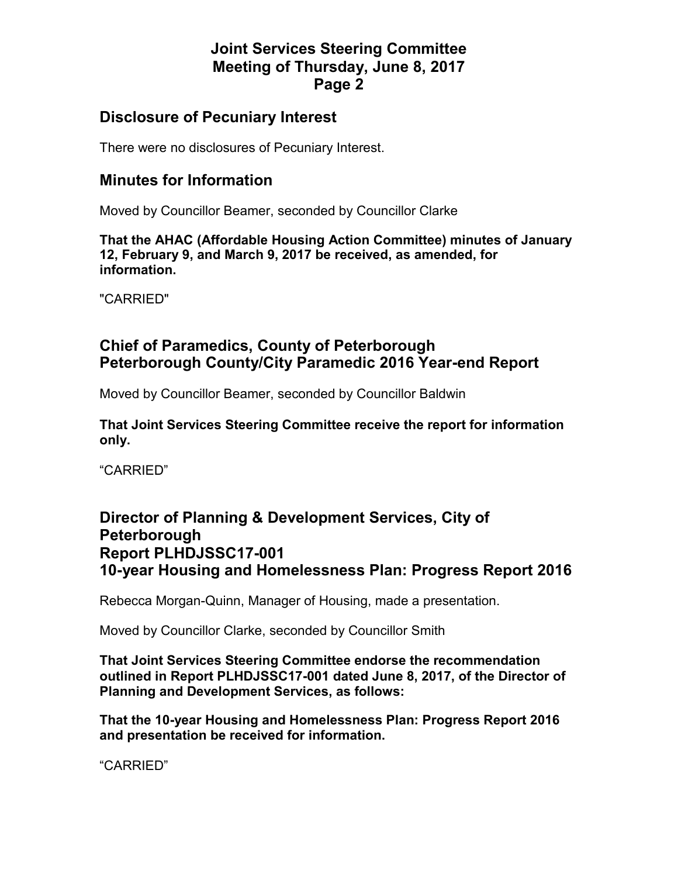## Disclosure of Pecuniary Interest

There were no disclosures of Pecuniary Interest.

## Minutes for Information

Moved by Councillor Beamer, seconded by Councillor Clarke

**That the AHAC (Affordable Housing Action Committee) minutes of January 12, February 9, and March 9, 2017 be received, as amended, for information.**

"CARRIED"

## Chief of Paramedics, County of Peterborough
## Peterborough County/City Paramedic 2016 Year-end Report

Moved by Councillor Beamer, seconded by Councillor Baldwin

**That Joint Services Steering Committee receive the report for information only.**

"CARRIED"

## Director of Planning & Development Services, City of Peterborough
## Report PLHDJSSC17-001
## 10-year Housing and Homelessness Plan: Progress Report 2016

Rebecca Morgan-Quinn, Manager of Housing, made a presentation.

Moved by Councillor Clarke, seconded by Councillor Smith

**That Joint Services Steering Committee endorse the recommendation outlined in Report PLHDJSSC17-001 dated June 8, 2017, of the Director of Planning and Development Services, as follows:**

**That the 10-year Housing and Homelessness Plan: Progress Report 2016 and presentation be received for information.**

"CARRIED"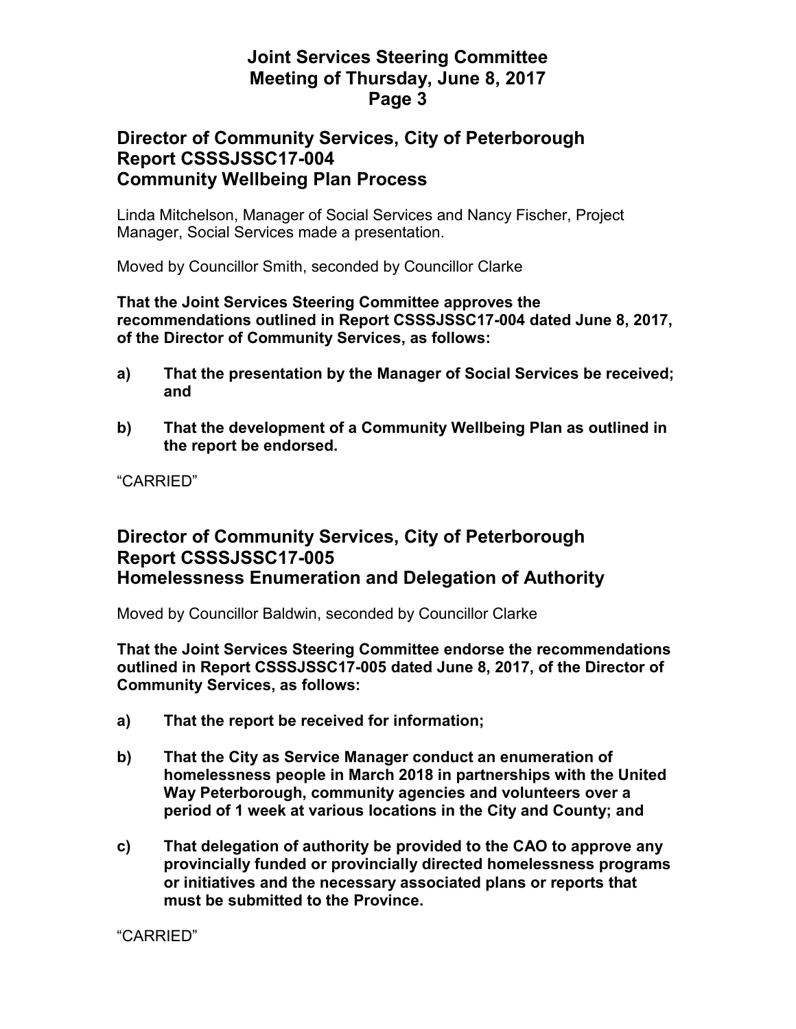## Director of Community Services, City of Peterborough
## Report CSSSJSSC17-004
## Community Wellbeing Plan Process

Linda Mitchelson, Manager of Social Services and Nancy Fischer, Project Manager, Social Services made a presentation.

Moved by Councillor Smith, seconded by Councillor Clarke

**That the Joint Services Steering Committee approves the recommendations outlined in Report CSSSJSSC17-004 dated June 8, 2017, of the Director of Community Services, as follows:**

**a) That the presentation by the Manager of Social Services be received; and**

**b) That the development of a Community Wellbeing Plan as outlined in the report be endorsed.**

"CARRIED"

## Director of Community Services, City of Peterborough
## Report CSSSJSSC17-005
## Homelessness Enumeration and Delegation of Authority

Moved by Councillor Baldwin, seconded by Councillor Clarke

**That the Joint Services Steering Committee endorse the recommendations outlined in Report CSSSJSSC17-005 dated June 8, 2017, of the Director of Community Services, as follows:**

**a) That the report be received for information;**

**b) That the City as Service Manager conduct an enumeration of homelessness people in March 2018 in partnerships with the United Way Peterborough, community agencies and volunteers over a period of 1 week at various locations in the City and County; and**

**c) That delegation of authority be provided to the CAO to approve any provincially funded or provincially directed homelessness programs or initiatives and the necessary associated plans or reports that must be submitted to the Province.**

"CARRIED"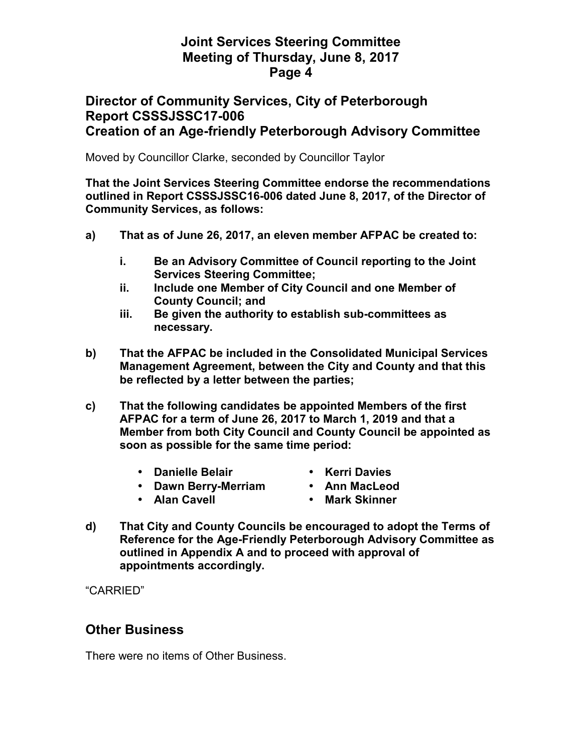## Director of Community Services, City of Peterborough Report CSSSJSSC17-006 Creation of an Age-friendly Peterborough Advisory Committee

Moved by Councillor Clarke, seconded by Councillor Taylor

**That the Joint Services Steering Committee endorse the recommendations outlined in Report CSSSJSSC16-006 dated June 8, 2017, of the Director of Community Services, as follows:**

**a) That as of June 26, 2017, an eleven member AFPAC be created to:**

- **i. Be an Advisory Committee of Council reporting to the Joint Services Steering Committee;**
- **ii. Include one Member of City Council and one Member of County Council; and**
- **iii. Be given the authority to establish sub-committees as necessary.**

**b) That the AFPAC be included in the Consolidated Municipal Services Management Agreement, between the City and County and that this be reflected by a letter between the parties;**

**c) That the following candidates be appointed Members of the first AFPAC for a term of June 26, 2017 to March 1, 2019 and that a Member from both City Council and County Council be appointed as soon as possible for the same time period:**

- **Danielle Belair**
- **Dawn Berry-Merriam**
- **Alan Cavell**
- **Kerri Davies**
- **Ann MacLeod**
- **Mark Skinner**

**d) That City and County Councils be encouraged to adopt the Terms of Reference for the Age-Friendly Peterborough Advisory Committee as outlined in Appendix A and to proceed with approval of appointments accordingly.**

"CARRIED"

## Other Business

There were no items of Other Business.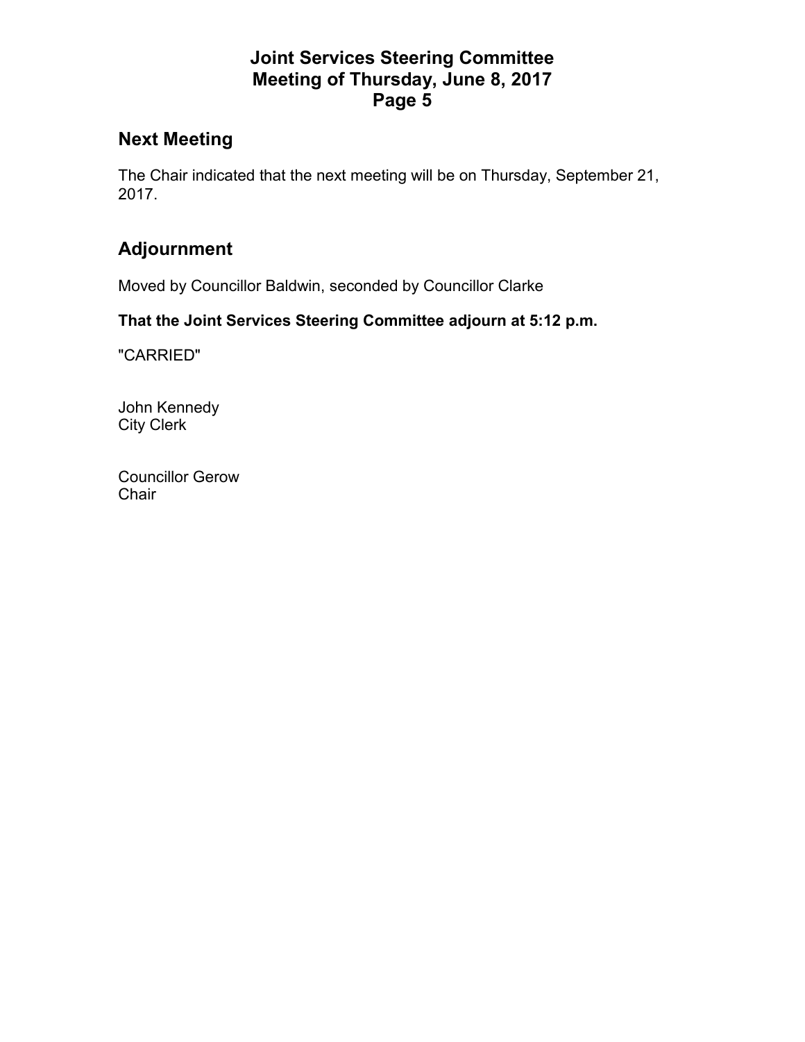## Next Meeting

The Chair indicated that the next meeting will be on Thursday, September 21, 2017.

## Adjournment

Moved by Councillor Baldwin, seconded by Councillor Clarke

**That the Joint Services Steering Committee adjourn at 5:12 p.m.**

"CARRIED"

John Kennedy
City Clerk

Councillor Gerow
Chair